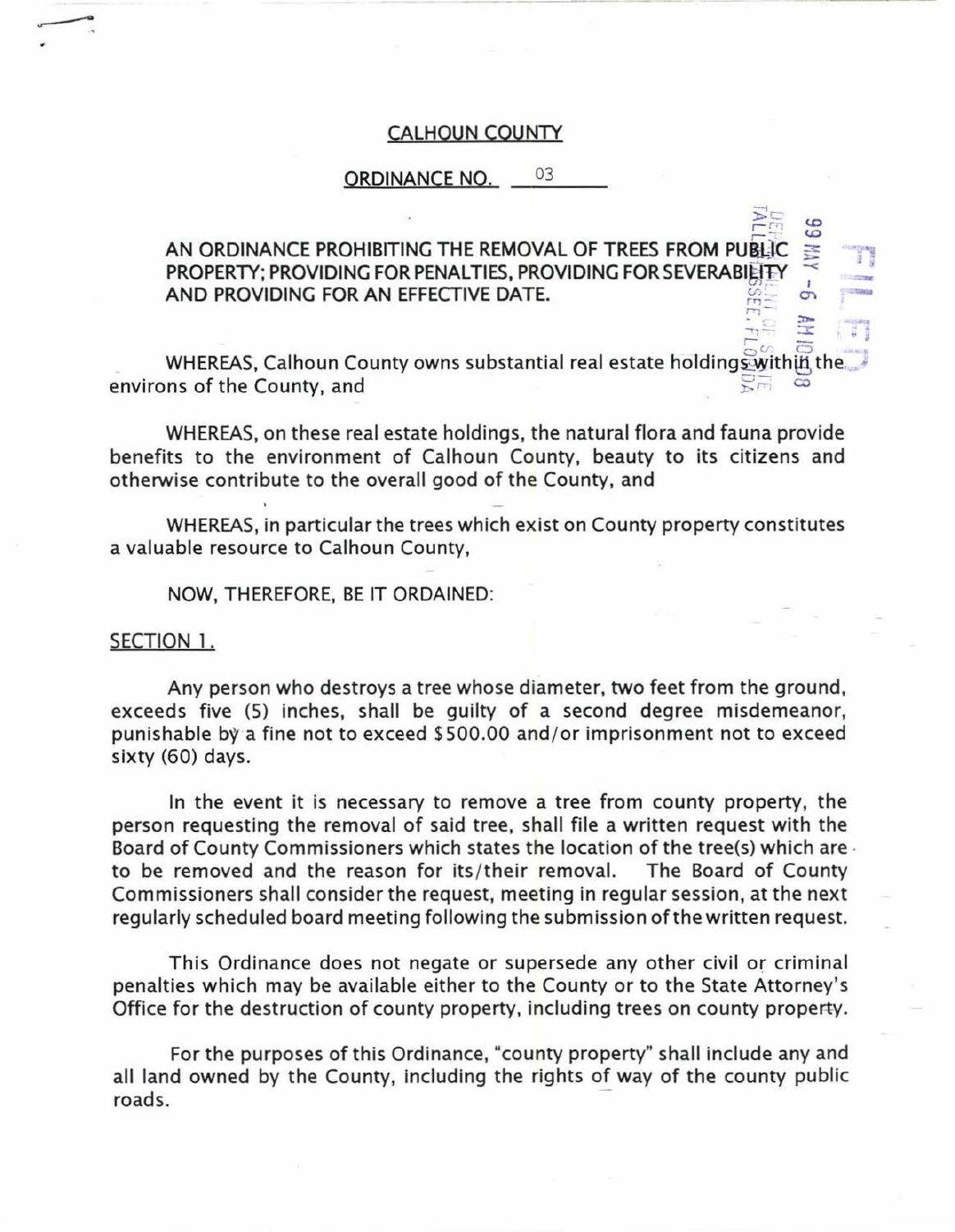CALHOUN COUNTY

ORDINANCE NO. 03

AN ORDINANCE PROHIBITING THE REMOVAL OF TREES FROM PUBLIC PROPERTY; PROVIDING FOR PENALTIES, PROVIDING FOR SEVERABILITY AND PROVIDING FOR AN EFFECTIVE DATE.

WHEREAS, Calhoun County owns substantial real estate holdings within the environs of the County, and

WHEREAS, on these real estate holdings, the natural flora and fauna provide benefits to the environment of Calhoun County, beauty to its citizens and otherwise contribute to the overall good of the County, and

WHEREAS, in particular the trees which exist on County property constitutes a valuable resource to Calhoun County,

NOW, THEREFORE, BE IT ORDAINED:

SECTION 1.

Any person who destroys a tree whose diameter, two feet from the ground, exceeds five (5) inches, shall be guilty of a second degree misdemeanor, punishable by a fine not to exceed $500.00 and/or imprisonment not to exceed sixty (60) days.

In the event it is necessary to remove a tree from county property, the person requesting the removal of said tree, shall file a written request with the Board of County Commissioners which states the location of the tree(s) which are to be removed and the reason for its/their removal. The Board of County Commissioners shall consider the request, meeting in regular session, at the next regularly scheduled board meeting following the submission of the written request.

This Ordinance does not negate or supersede any other civil or criminal penalties which may be available either to the County or to the State Attorney's Office for the destruction of county property, including trees on county property.

For the purposes of this Ordinance, "county property" shall include any and all land owned by the County, including the rights of way of the county public roads.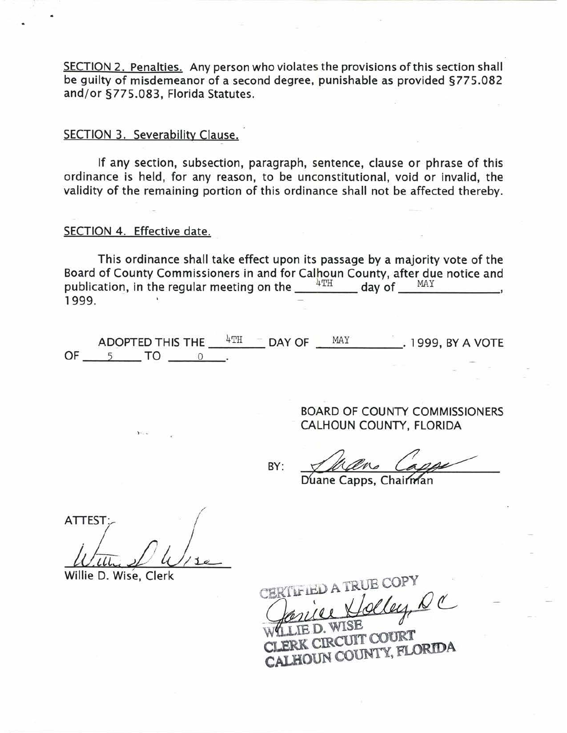SECTION 2. Penalties. Any person who violates the provisions of this section shall be guilty of misdemeanor of a second degree, punishable as provided §775.082 and/or §775.083, Florida Statutes.

SECTION 3. Severability Clause.

If any section, subsection, paragraph, sentence, clause or phrase of this ordinance is held, for any reason, to be unconstitutional, void or invalid, the validity of the remaining portion of this ordinance shall not be affected thereby.

SECTION 4. Effective date.

This ordinance shall take effect upon its passage by a majority vote of the Board of County Commissioners in and for Calhoun County, after due notice and publication, in the regular meeting on the 4TH day of MAY, 1999.

ADOPTED THIS THE 4TH DAY OF MAY, 1999, BY A VOTE OF 5 TO 0.

BOARD OF COUNTY COMMISSIONERS
CALHOUN COUNTY, FLORIDA

BY: Duane Capps, Chairman

ATTEST:

Willie D. Wise, Clerk

CERTIFIED A TRUE COPY
Janice Holley, DC
WILLIE D. WISE
CLERK CIRCUIT COURT
CALHOUN COUNTY, FLORIDA